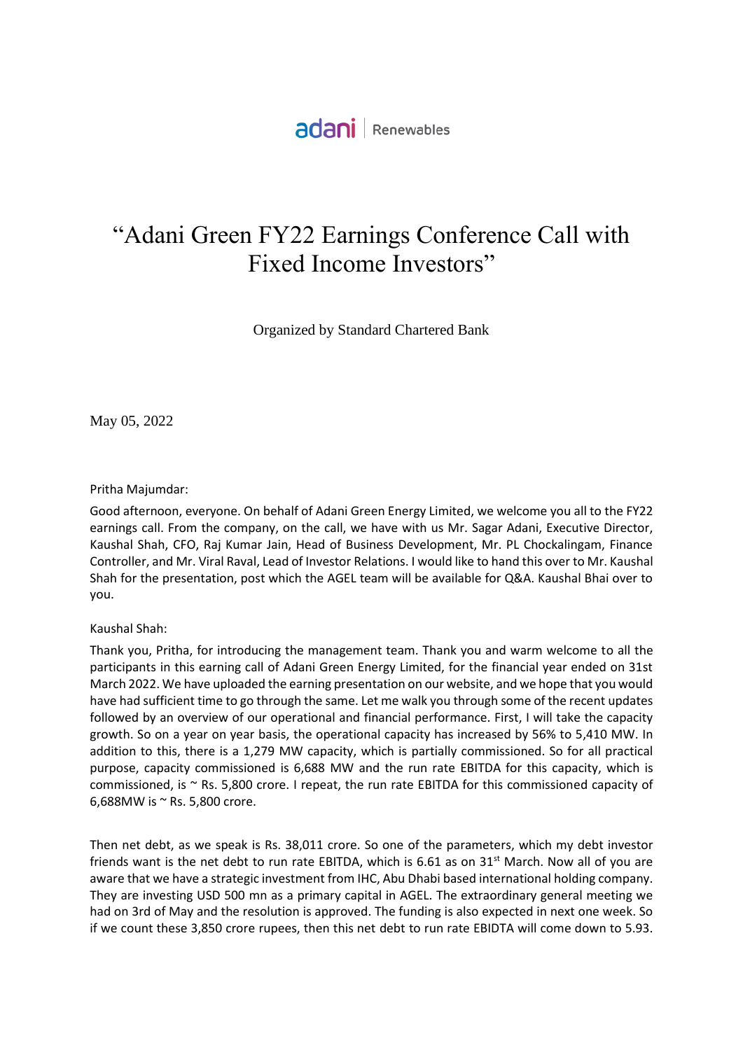adani | Renewables

# "Adani Green FY22 Earnings Conference Call with Fixed Income Investors"

Organized by Standard Chartered Bank

May 05, 2022

Pritha Majumdar:

Good afternoon, everyone. On behalf of Adani Green Energy Limited, we welcome you all to the FY22 earnings call. From the company, on the call, we have with us Mr. Sagar Adani, Executive Director, Kaushal Shah, CFO, Raj Kumar Jain, Head of Business Development, Mr. PL Chockalingam, Finance Controller, and Mr. Viral Raval, Lead of Investor Relations. I would like to hand this over to Mr. Kaushal Shah for the presentation, post which the AGEL team will be available for Q&A. Kaushal Bhai over to you.

Kaushal Shah:

Thank you, Pritha, for introducing the management team. Thank you and warm welcome to all the participants in this earning call of Adani Green Energy Limited, for the financial year ended on 31st March 2022. We have uploaded the earning presentation on our website, and we hope that you would have had sufficient time to go through the same. Let me walk you through some of the recent updates followed by an overview of our operational and financial performance. First, I will take the capacity growth. So on a year on year basis, the operational capacity has increased by 56% to 5,410 MW. In addition to this, there is a 1,279 MW capacity, which is partially commissioned. So for all practical purpose, capacity commissioned is 6,688 MW and the run rate EBITDA for this capacity, which is commissioned, is ~ Rs. 5,800 crore. I repeat, the run rate EBITDA for this commissioned capacity of 6,688MW is ~ Rs. 5,800 crore.

Then net debt, as we speak is Rs. 38,011 crore. So one of the parameters, which my debt investor friends want is the net debt to run rate EBITDA, which is 6.61 as on 31st March. Now all of you are aware that we have a strategic investment from IHC, Abu Dhabi based international holding company. They are investing USD 500 mn as a primary capital in AGEL. The extraordinary general meeting we had on 3rd of May and the resolution is approved. The funding is also expected in next one week. So if we count these 3,850 crore rupees, then this net debt to run rate EBIDTA will come down to 5.93.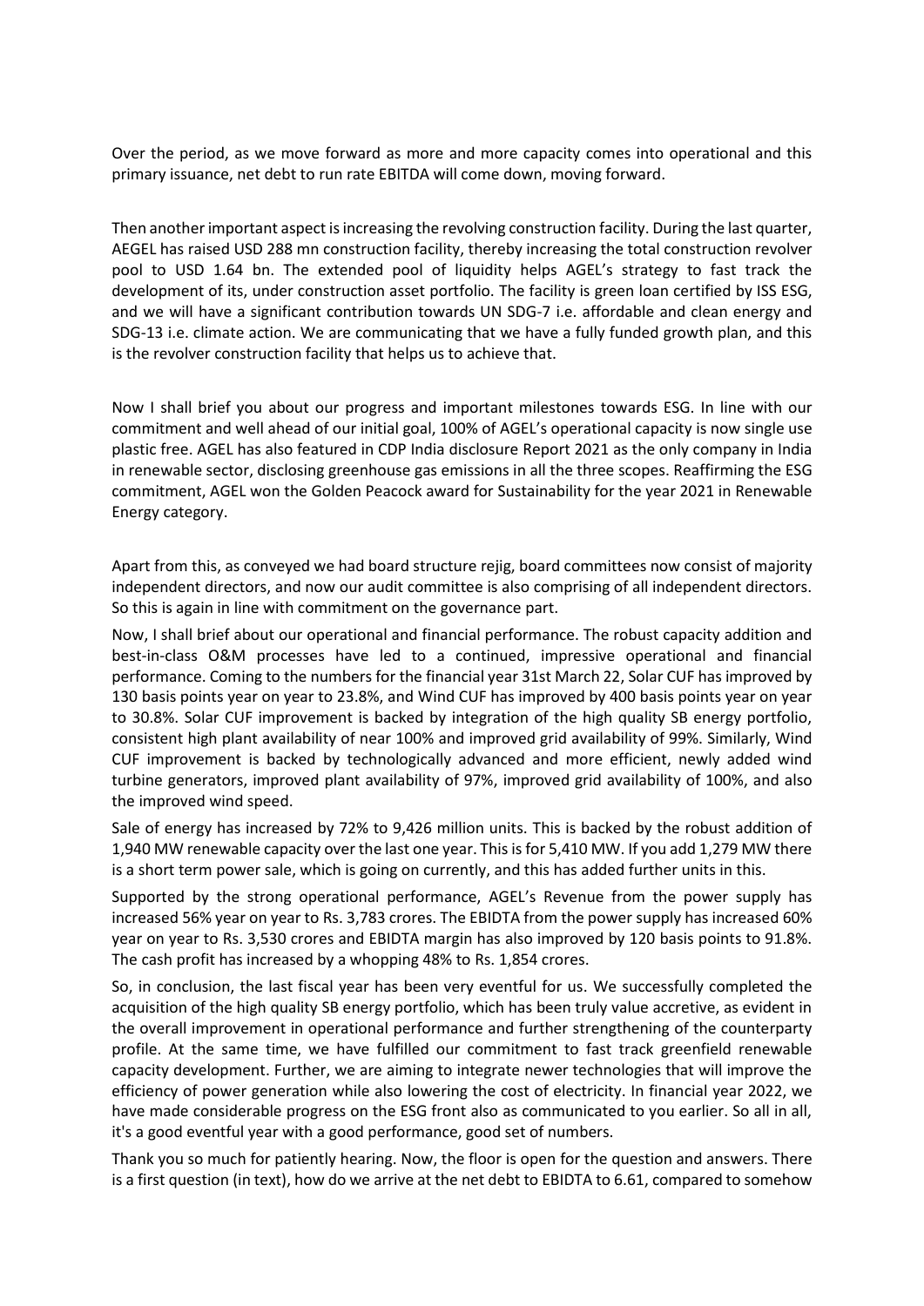Over the period, as we move forward as more and more capacity comes into operational and this primary issuance, net debt to run rate EBITDA will come down, moving forward.

Then another important aspect is increasing the revolving construction facility. During the last quarter, AEGEL has raised USD 288 mn construction facility, thereby increasing the total construction revolver pool to USD 1.64 bn. The extended pool of liquidity helps AGEL's strategy to fast track the development of its, under construction asset portfolio. The facility is green loan certified by ISS ESG, and we will have a significant contribution towards UN SDG-7 i.e. affordable and clean energy and SDG-13 i.e. climate action. We are communicating that we have a fully funded growth plan, and this is the revolver construction facility that helps us to achieve that.

Now I shall brief you about our progress and important milestones towards ESG. In line with our commitment and well ahead of our initial goal, 100% of AGEL's operational capacity is now single use plastic free. AGEL has also featured in CDP India disclosure Report 2021 as the only company in India in renewable sector, disclosing greenhouse gas emissions in all the three scopes. Reaffirming the ESG commitment, AGEL won the Golden Peacock award for Sustainability for the year 2021 in Renewable Energy category.

Apart from this, as conveyed we had board structure rejig, board committees now consist of majority independent directors, and now our audit committee is also comprising of all independent directors. So this is again in line with commitment on the governance part.

Now, I shall brief about our operational and financial performance. The robust capacity addition and best-in-class O&M processes have led to a continued, impressive operational and financial performance. Coming to the numbers for the financial year 31st March 22, Solar CUF has improved by 130 basis points year on year to 23.8%, and Wind CUF has improved by 400 basis points year on year to 30.8%. Solar CUF improvement is backed by integration of the high quality SB energy portfolio, consistent high plant availability of near 100% and improved grid availability of 99%. Similarly, Wind CUF improvement is backed by technologically advanced and more efficient, newly added wind turbine generators, improved plant availability of 97%, improved grid availability of 100%, and also the improved wind speed.

Sale of energy has increased by 72% to 9,426 million units. This is backed by the robust addition of 1,940 MW renewable capacity over the last one year. This is for 5,410 MW. If you add 1,279 MW there is a short term power sale, which is going on currently, and this has added further units in this.

Supported by the strong operational performance, AGEL's Revenue from the power supply has increased 56% year on year to Rs. 3,783 crores. The EBIDTA from the power supply has increased 60% year on year to Rs. 3,530 crores and EBIDTA margin has also improved by 120 basis points to 91.8%. The cash profit has increased by a whopping 48% to Rs. 1,854 crores.

So, in conclusion, the last fiscal year has been very eventful for us. We successfully completed the acquisition of the high quality SB energy portfolio, which has been truly value accretive, as evident in the overall improvement in operational performance and further strengthening of the counterparty profile. At the same time, we have fulfilled our commitment to fast track greenfield renewable capacity development. Further, we are aiming to integrate newer technologies that will improve the efficiency of power generation while also lowering the cost of electricity. In financial year 2022, we have made considerable progress on the ESG front also as communicated to you earlier. So all in all, it's a good eventful year with a good performance, good set of numbers.

Thank you so much for patiently hearing. Now, the floor is open for the question and answers. There is a first question (in text), how do we arrive at the net debt to EBIDTA to 6.61, compared to somehow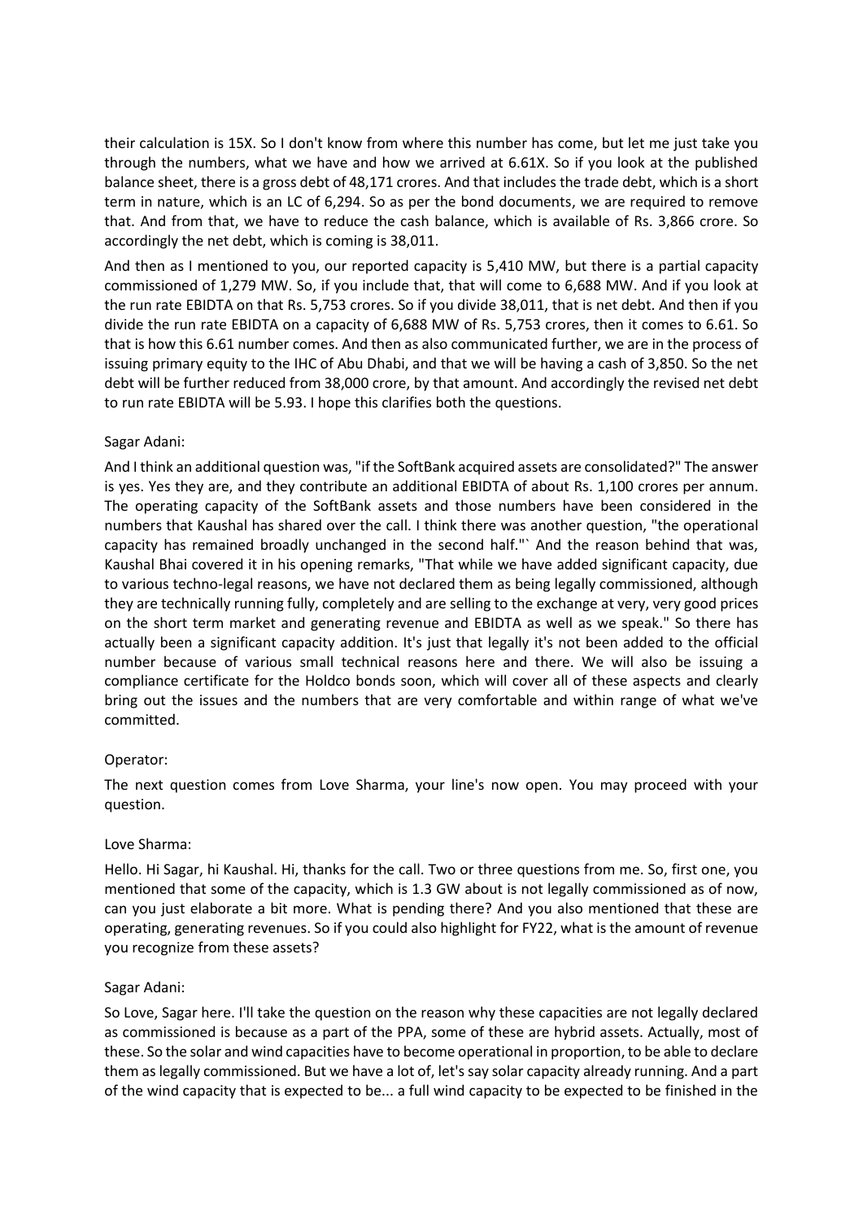their calculation is 15X. So I don't know from where this number has come, but let me just take you through the numbers, what we have and how we arrived at 6.61X. So if you look at the published balance sheet, there is a gross debt of 48,171 crores. And that includes the trade debt, which is a short term in nature, which is an LC of 6,294. So as per the bond documents, we are required to remove that. And from that, we have to reduce the cash balance, which is available of Rs. 3,866 crore. So accordingly the net debt, which is coming is 38,011.

And then as I mentioned to you, our reported capacity is 5,410 MW, but there is a partial capacity commissioned of 1,279 MW. So, if you include that, that will come to 6,688 MW. And if you look at the run rate EBIDTA on that Rs. 5,753 crores. So if you divide 38,011, that is net debt. And then if you divide the run rate EBIDTA on a capacity of 6,688 MW of Rs. 5,753 crores, then it comes to 6.61. So that is how this 6.61 number comes. And then as also communicated further, we are in the process of issuing primary equity to the IHC of Abu Dhabi, and that we will be having a cash of 3,850. So the net debt will be further reduced from 38,000 crore, by that amount. And accordingly the revised net debt to run rate EBIDTA will be 5.93. I hope this clarifies both the questions.

Sagar Adani:

And I think an additional question was, "if the SoftBank acquired assets are consolidated?" The answer is yes. Yes they are, and they contribute an additional EBIDTA of about Rs. 1,100 crores per annum. The operating capacity of the SoftBank assets and those numbers have been considered in the numbers that Kaushal has shared over the call. I think there was another question, "the operational capacity has remained broadly unchanged in the second half."` And the reason behind that was, Kaushal Bhai covered it in his opening remarks, "That while we have added significant capacity, due to various techno-legal reasons, we have not declared them as being legally commissioned, although they are technically running fully, completely and are selling to the exchange at very, very good prices on the short term market and generating revenue and EBIDTA as well as we speak." So there has actually been a significant capacity addition. It's just that legally it's not been added to the official number because of various small technical reasons here and there. We will also be issuing a compliance certificate for the Holdco bonds soon, which will cover all of these aspects and clearly bring out the issues and the numbers that are very comfortable and within range of what we've committed.

Operator:

The next question comes from Love Sharma, your line's now open. You may proceed with your question.

Love Sharma:

Hello. Hi Sagar, hi Kaushal. Hi, thanks for the call. Two or three questions from me. So, first one, you mentioned that some of the capacity, which is 1.3 GW about is not legally commissioned as of now, can you just elaborate a bit more. What is pending there? And you also mentioned that these are operating, generating revenues. So if you could also highlight for FY22, what is the amount of revenue you recognize from these assets?

Sagar Adani:

So Love, Sagar here. I'll take the question on the reason why these capacities are not legally declared as commissioned is because as a part of the PPA, some of these are hybrid assets. Actually, most of these. So the solar and wind capacities have to become operational in proportion, to be able to declare them as legally commissioned. But we have a lot of, let's say solar capacity already running. And a part of the wind capacity that is expected to be... a full wind capacity to be expected to be finished in the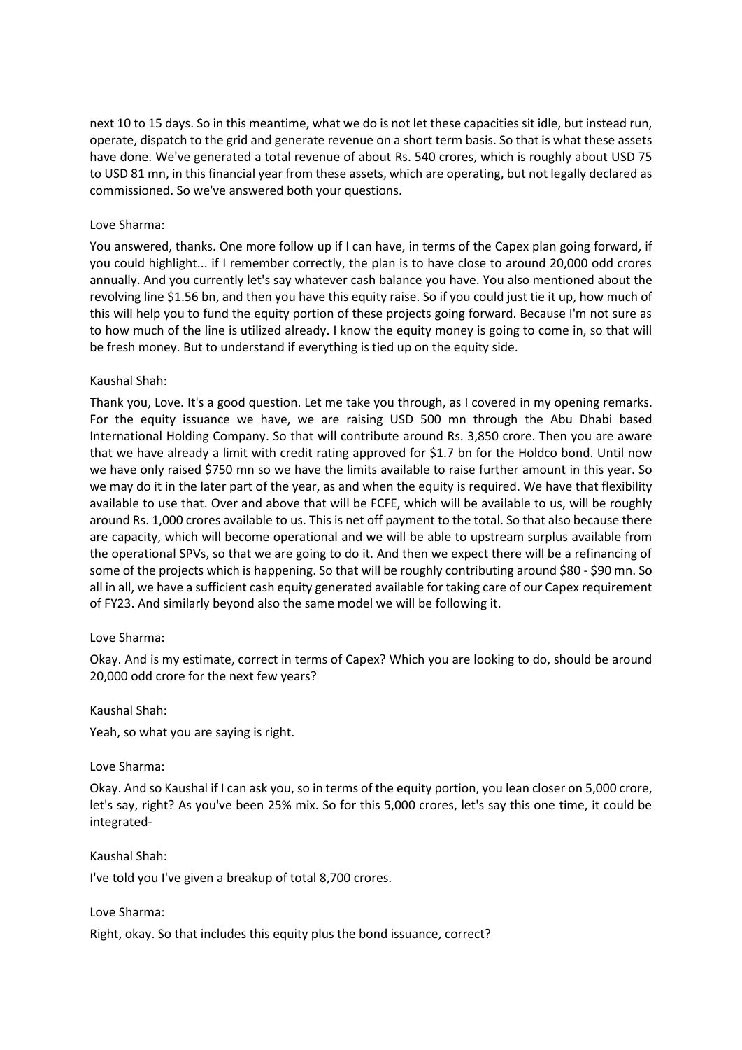next 10 to 15 days. So in this meantime, what we do is not let these capacities sit idle, but instead run, operate, dispatch to the grid and generate revenue on a short term basis. So that is what these assets have done. We've generated a total revenue of about Rs. 540 crores, which is roughly about USD 75 to USD 81 mn, in this financial year from these assets, which are operating, but not legally declared as commissioned. So we've answered both your questions.

Love Sharma:

You answered, thanks. One more follow up if I can have, in terms of the Capex plan going forward, if you could highlight... if I remember correctly, the plan is to have close to around 20,000 odd crores annually. And you currently let's say whatever cash balance you have. You also mentioned about the revolving line $1.56 bn, and then you have this equity raise. So if you could just tie it up, how much of this will help you to fund the equity portion of these projects going forward. Because I'm not sure as to how much of the line is utilized already. I know the equity money is going to come in, so that will be fresh money. But to understand if everything is tied up on the equity side.

Kaushal Shah:

Thank you, Love. It's a good question. Let me take you through, as I covered in my opening remarks. For the equity issuance we have, we are raising USD 500 mn through the Abu Dhabi based International Holding Company. So that will contribute around Rs. 3,850 crore. Then you are aware that we have already a limit with credit rating approved for $1.7 bn for the Holdco bond. Until now we have only raised $750 mn so we have the limits available to raise further amount in this year. So we may do it in the later part of the year, as and when the equity is required. We have that flexibility available to use that. Over and above that will be FCFE, which will be available to us, will be roughly around Rs. 1,000 crores available to us. This is net off payment to the total. So that also because there are capacity, which will become operational and we will be able to upstream surplus available from the operational SPVs, so that we are going to do it. And then we expect there will be a refinancing of some of the projects which is happening. So that will be roughly contributing around $80 - $90 mn. So all in all, we have a sufficient cash equity generated available for taking care of our Capex requirement of FY23. And similarly beyond also the same model we will be following it.

Love Sharma:

Okay. And is my estimate, correct in terms of Capex? Which you are looking to do, should be around 20,000 odd crore for the next few years?

Kaushal Shah:

Yeah, so what you are saying is right.

Love Sharma:

Okay. And so Kaushal if I can ask you, so in terms of the equity portion, you lean closer on 5,000 crore, let's say, right? As you've been 25% mix. So for this 5,000 crores, let's say this one time, it could be integrated-

Kaushal Shah:

I've told you I've given a breakup of total 8,700 crores.

Love Sharma:

Right, okay. So that includes this equity plus the bond issuance, correct?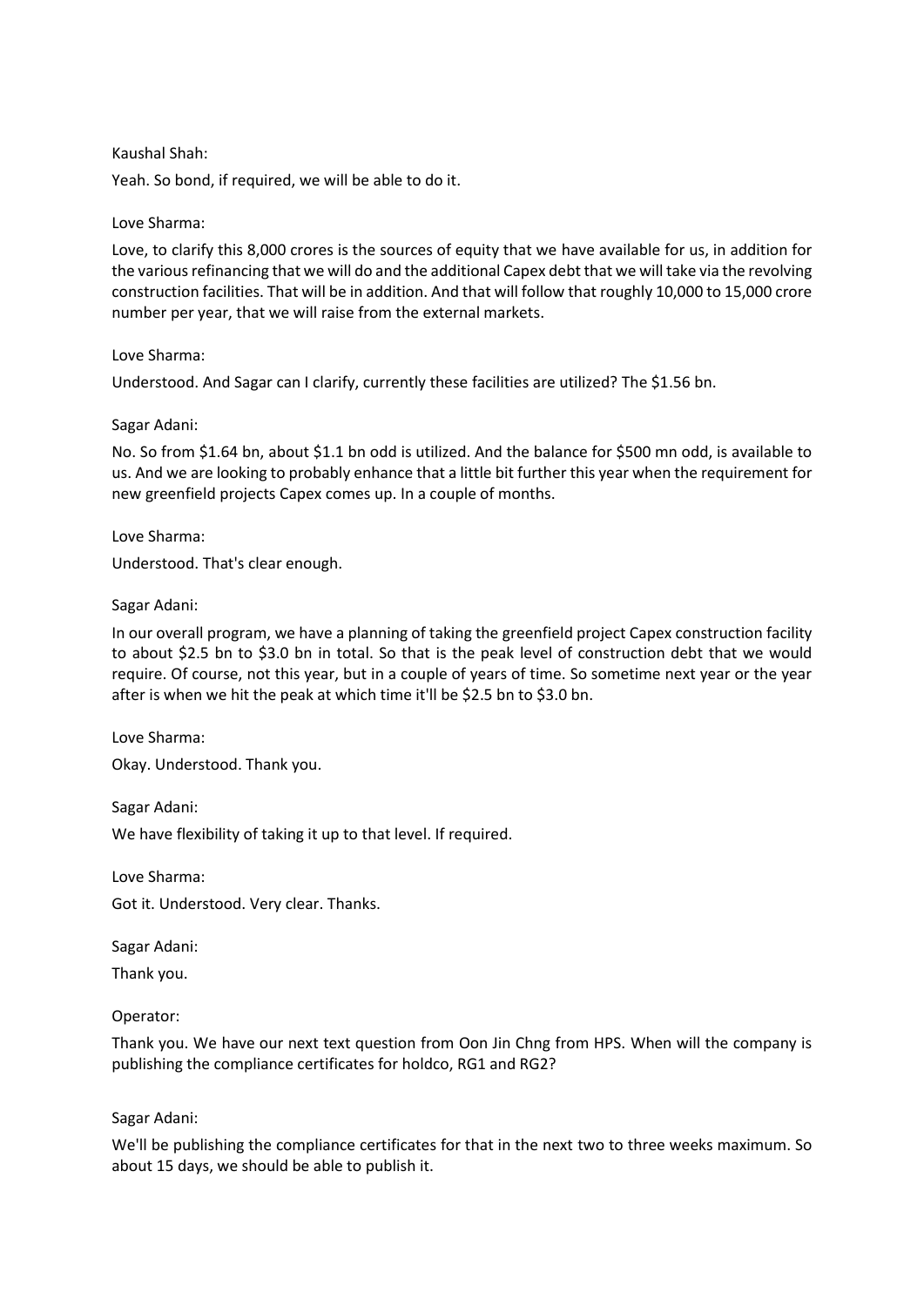Kaushal Shah:

Yeah. So bond, if required, we will be able to do it.

Love Sharma:

Love, to clarify this 8,000 crores is the sources of equity that we have available for us, in addition for the various refinancing that we will do and the additional Capex debt that we will take via the revolving construction facilities. That will be in addition. And that will follow that roughly 10,000 to 15,000 crore number per year, that we will raise from the external markets.

Love Sharma:

Understood. And Sagar can I clarify, currently these facilities are utilized? The $1.56 bn.

Sagar Adani:

No. So from $1.64 bn, about $1.1 bn odd is utilized. And the balance for $500 mn odd, is available to us. And we are looking to probably enhance that a little bit further this year when the requirement for new greenfield projects Capex comes up. In a couple of months.

Love Sharma:

Understood. That's clear enough.

Sagar Adani:

In our overall program, we have a planning of taking the greenfield project Capex construction facility to about $2.5 bn to $3.0 bn in total. So that is the peak level of construction debt that we would require. Of course, not this year, but in a couple of years of time. So sometime next year or the year after is when we hit the peak at which time it'll be $2.5 bn to $3.0 bn.

Love Sharma:

Okay. Understood. Thank you.

Sagar Adani:

We have flexibility of taking it up to that level. If required.

Love Sharma:

Got it. Understood. Very clear. Thanks.

Sagar Adani:

Thank you.

Operator:

Thank you. We have our next text question from Oon Jin Chng from HPS. When will the company is publishing the compliance certificates for holdco, RG1 and RG2?

Sagar Adani:

We'll be publishing the compliance certificates for that in the next two to three weeks maximum. So about 15 days, we should be able to publish it.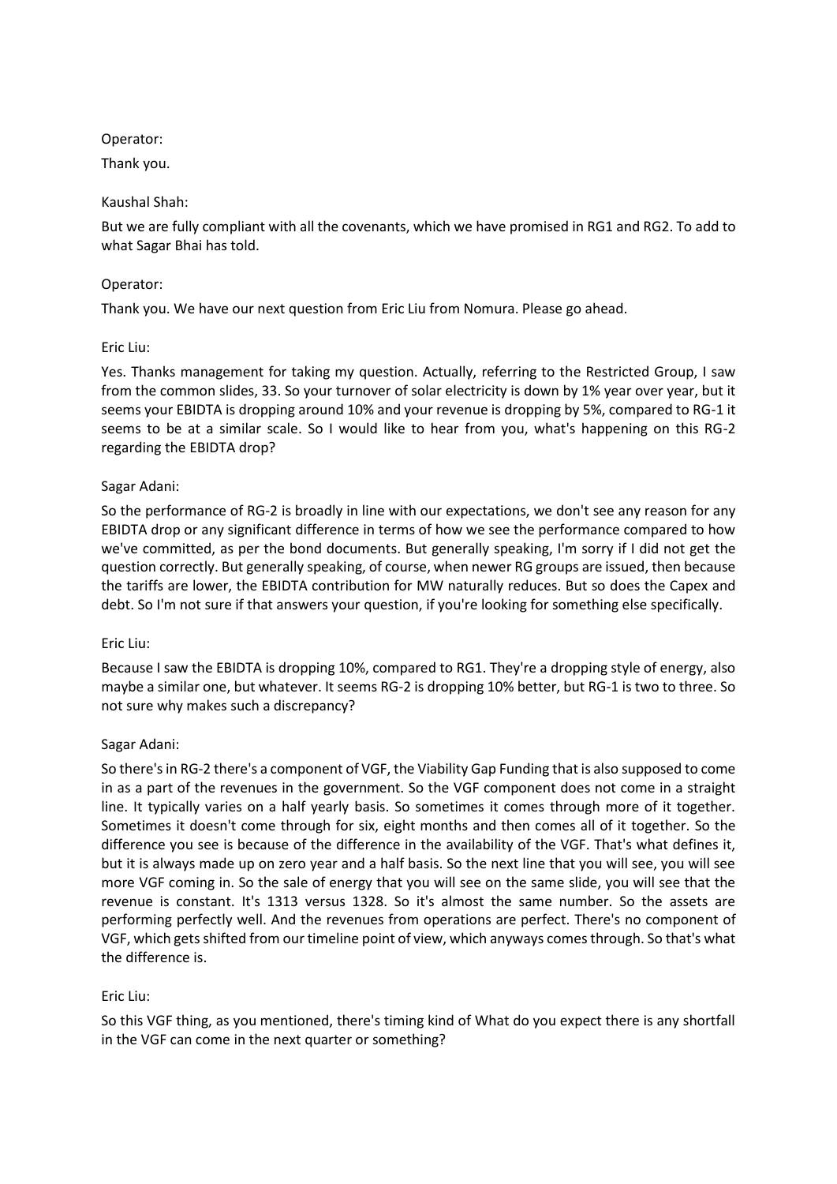Operator:

Thank you.

Kaushal Shah:

But we are fully compliant with all the covenants, which we have promised in RG1 and RG2. To add to what Sagar Bhai has told.

Operator:

Thank you. We have our next question from Eric Liu from Nomura. Please go ahead.

Eric Liu:

Yes. Thanks management for taking my question. Actually, referring to the Restricted Group, I saw from the common slides, 33. So your turnover of solar electricity is down by 1% year over year, but it seems your EBIDTA is dropping around 10% and your revenue is dropping by 5%, compared to RG-1 it seems to be at a similar scale. So I would like to hear from you, what's happening on this RG-2 regarding the EBIDTA drop?

Sagar Adani:

So the performance of RG-2 is broadly in line with our expectations, we don't see any reason for any EBIDTA drop or any significant difference in terms of how we see the performance compared to how we've committed, as per the bond documents. But generally speaking, I'm sorry if I did not get the question correctly. But generally speaking, of course, when newer RG groups are issued, then because the tariffs are lower, the EBIDTA contribution for MW naturally reduces. But so does the Capex and debt. So I'm not sure if that answers your question, if you're looking for something else specifically.

Eric Liu:

Because I saw the EBIDTA is dropping 10%, compared to RG1. They're a dropping style of energy, also maybe a similar one, but whatever. It seems RG-2 is dropping 10% better, but RG-1 is two to three. So not sure why makes such a discrepancy?

Sagar Adani:

So there's in RG-2 there's a component of VGF, the Viability Gap Funding that is also supposed to come in as a part of the revenues in the government. So the VGF component does not come in a straight line. It typically varies on a half yearly basis. So sometimes it comes through more of it together. Sometimes it doesn't come through for six, eight months and then comes all of it together. So the difference you see is because of the difference in the availability of the VGF. That's what defines it, but it is always made up on zero year and a half basis. So the next line that you will see, you will see more VGF coming in. So the sale of energy that you will see on the same slide, you will see that the revenue is constant. It's 1313 versus 1328. So it's almost the same number. So the assets are performing perfectly well. And the revenues from operations are perfect. There's no component of VGF, which gets shifted from our timeline point of view, which anyways comes through. So that's what the difference is.

Eric Liu:

So this VGF thing, as you mentioned, there's timing kind of What do you expect there is any shortfall in the VGF can come in the next quarter or something?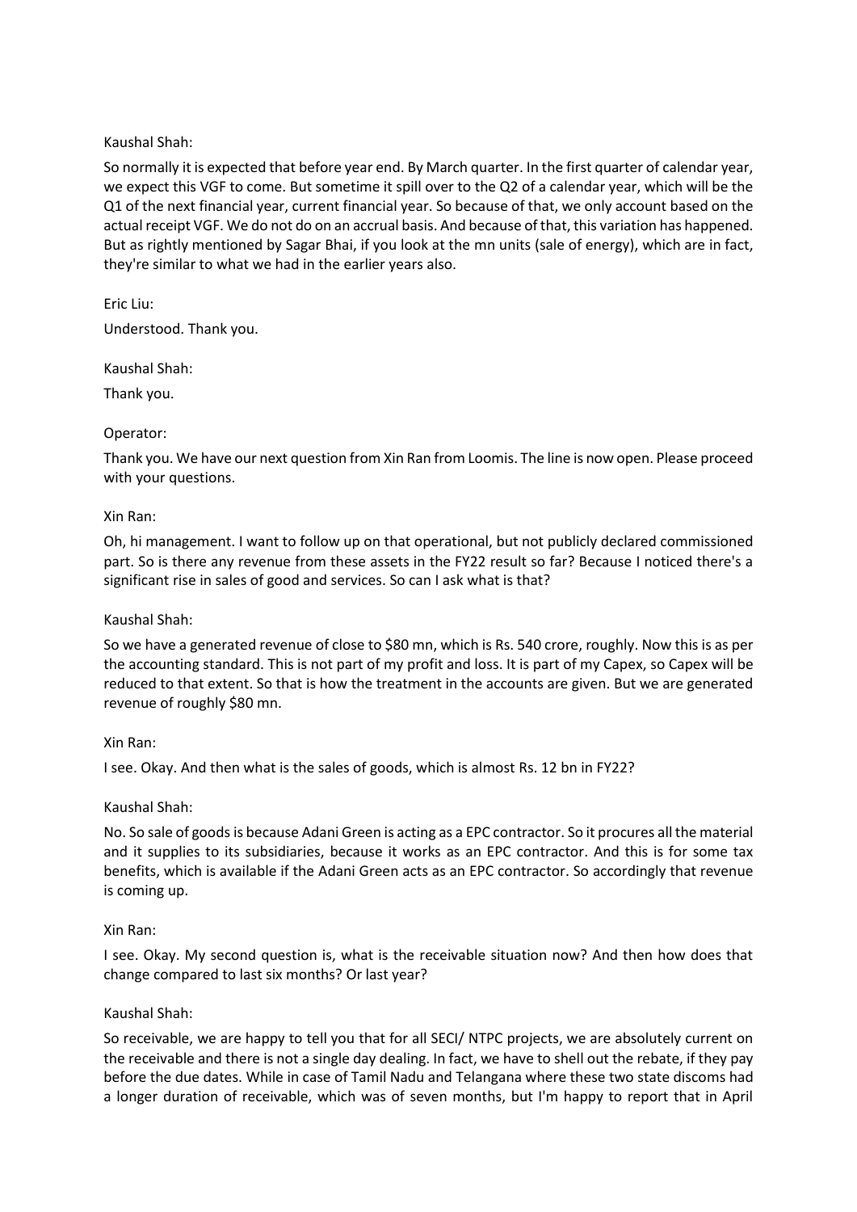Kaushal Shah:

So normally it is expected that before year end. By March quarter. In the first quarter of calendar year, we expect this VGF to come. But sometime it spill over to the Q2 of a calendar year, which will be the Q1 of the next financial year, current financial year. So because of that, we only account based on the actual receipt VGF. We do not do on an accrual basis. And because of that, this variation has happened. But as rightly mentioned by Sagar Bhai, if you look at the mn units (sale of energy), which are in fact, they're similar to what we had in the earlier years also.

Eric Liu:

Understood. Thank you.

Kaushal Shah:

Thank you.

Operator:

Thank you. We have our next question from Xin Ran from Loomis. The line is now open. Please proceed with your questions.

Xin Ran:

Oh, hi management. I want to follow up on that operational, but not publicly declared commissioned part. So is there any revenue from these assets in the FY22 result so far? Because I noticed there's a significant rise in sales of good and services. So can I ask what is that?

Kaushal Shah:

So we have a generated revenue of close to $80 mn, which is Rs. 540 crore, roughly. Now this is as per the accounting standard. This is not part of my profit and loss. It is part of my Capex, so Capex will be reduced to that extent. So that is how the treatment in the accounts are given. But we are generated revenue of roughly $80 mn.

Xin Ran:

I see. Okay. And then what is the sales of goods, which is almost Rs. 12 bn in FY22?

Kaushal Shah:

No. So sale of goods is because Adani Green is acting as a EPC contractor. So it procures all the material and it supplies to its subsidiaries, because it works as an EPC contractor. And this is for some tax benefits, which is available if the Adani Green acts as an EPC contractor. So accordingly that revenue is coming up.

Xin Ran:

I see. Okay. My second question is, what is the receivable situation now? And then how does that change compared to last six months? Or last year?

Kaushal Shah:

So receivable, we are happy to tell you that for all SECI/ NTPC projects, we are absolutely current on the receivable and there is not a single day dealing. In fact, we have to shell out the rebate, if they pay before the due dates. While in case of Tamil Nadu and Telangana where these two state discoms had a longer duration of receivable, which was of seven months, but I'm happy to report that in April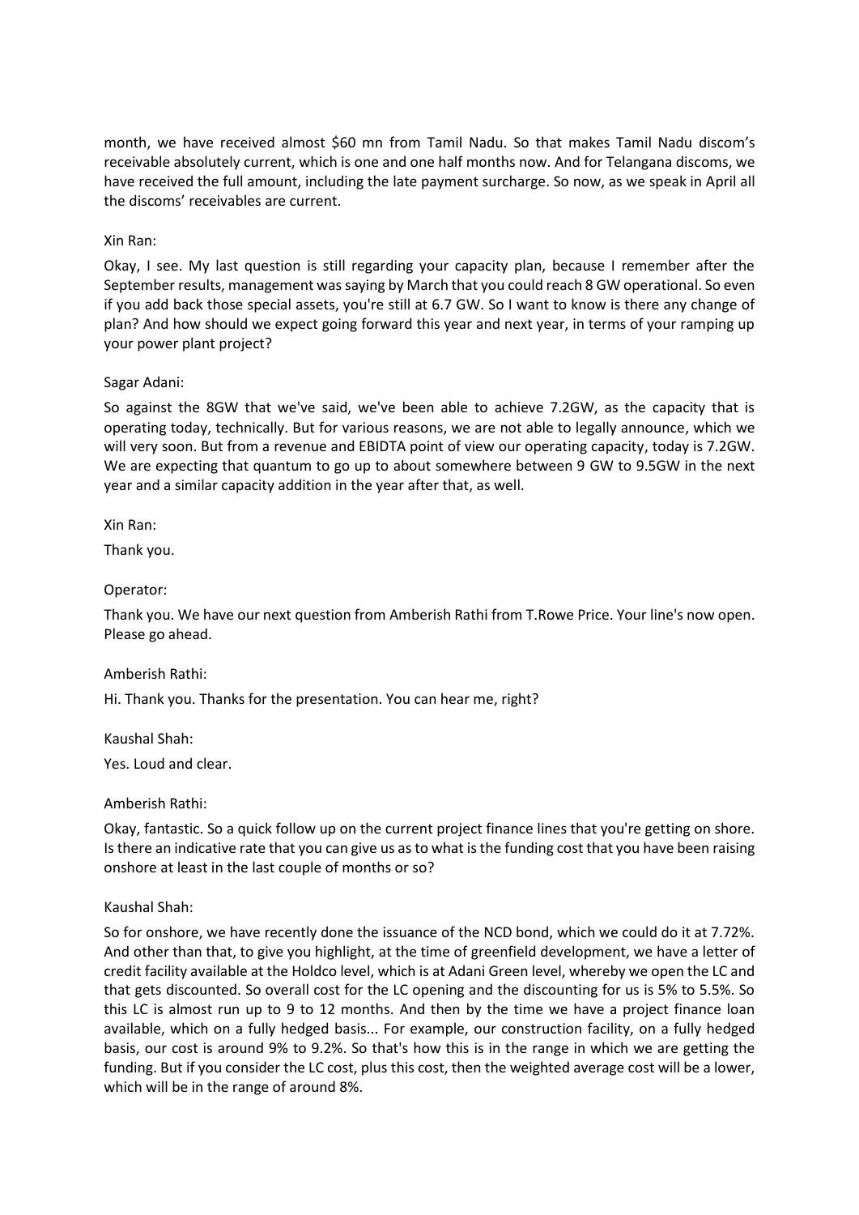month, we have received almost $60 mn from Tamil Nadu. So that makes Tamil Nadu discom's receivable absolutely current, which is one and one half months now. And for Telangana discoms, we have received the full amount, including the late payment surcharge. So now, as we speak in April all the discoms' receivables are current.

Xin Ran:

Okay, I see. My last question is still regarding your capacity plan, because I remember after the September results, management was saying by March that you could reach 8 GW operational. So even if you add back those special assets, you're still at 6.7 GW. So I want to know is there any change of plan? And how should we expect going forward this year and next year, in terms of your ramping up your power plant project?

Sagar Adani:

So against the 8GW that we've said, we've been able to achieve 7.2GW, as the capacity that is operating today, technically. But for various reasons, we are not able to legally announce, which we will very soon. But from a revenue and EBIDTA point of view our operating capacity, today is 7.2GW. We are expecting that quantum to go up to about somewhere between 9 GW to 9.5GW in the next year and a similar capacity addition in the year after that, as well.

Xin Ran:

Thank you.

Operator:

Thank you. We have our next question from Amberish Rathi from T.Rowe Price. Your line's now open. Please go ahead.

Amberish Rathi:

Hi. Thank you. Thanks for the presentation. You can hear me, right?

Kaushal Shah:

Yes. Loud and clear.

Amberish Rathi:

Okay, fantastic. So a quick follow up on the current project finance lines that you're getting on shore. Is there an indicative rate that you can give us as to what is the funding cost that you have been raising onshore at least in the last couple of months or so?

Kaushal Shah:

So for onshore, we have recently done the issuance of the NCD bond, which we could do it at 7.72%. And other than that, to give you highlight, at the time of greenfield development, we have a letter of credit facility available at the Holdco level, which is at Adani Green level, whereby we open the LC and that gets discounted. So overall cost for the LC opening and the discounting for us is 5% to 5.5%. So this LC is almost run up to 9 to 12 months. And then by the time we have a project finance loan available, which on a fully hedged basis... For example, our construction facility, on a fully hedged basis, our cost is around 9% to 9.2%. So that's how this is in the range in which we are getting the funding. But if you consider the LC cost, plus this cost, then the weighted average cost will be a lower, which will be in the range of around 8%.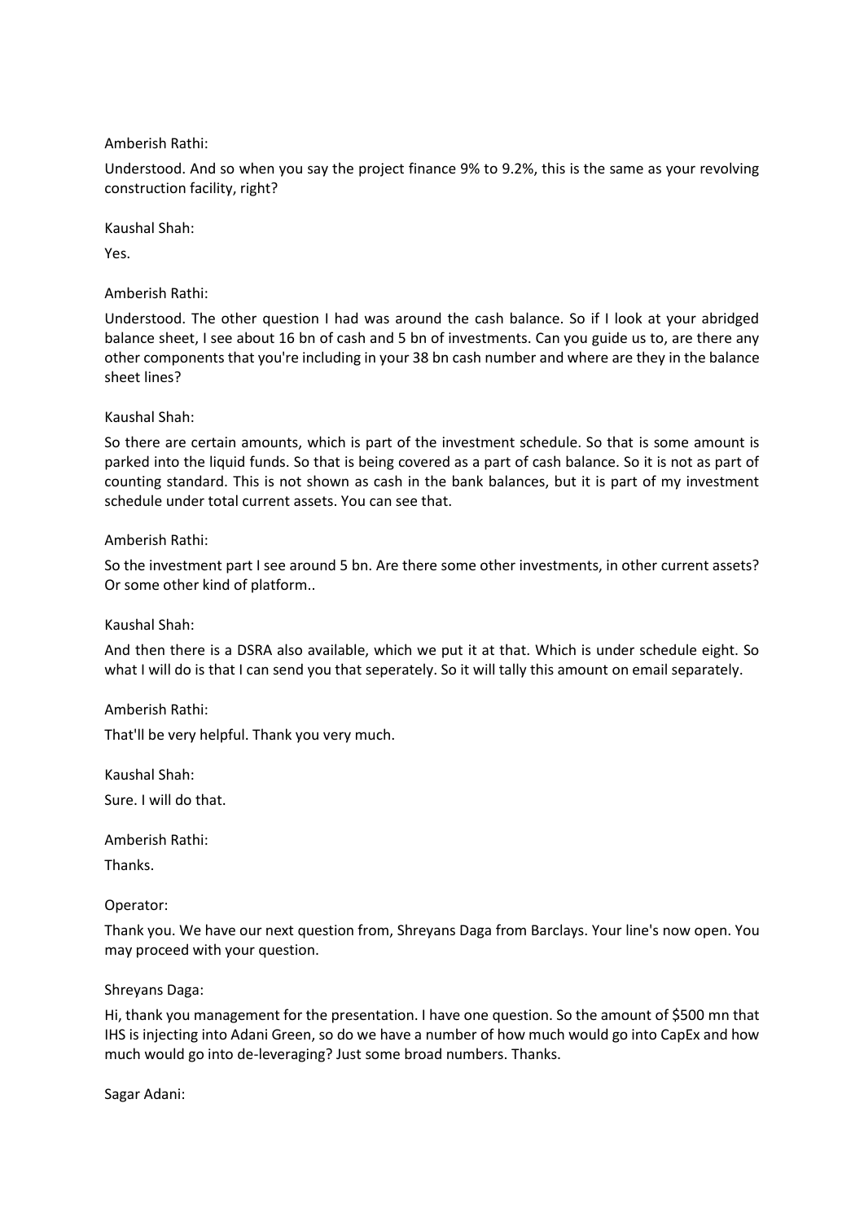Amberish Rathi:

Understood. And so when you say the project finance 9% to 9.2%, this is the same as your revolving construction facility, right?

Kaushal Shah:

Yes.

Amberish Rathi:

Understood. The other question I had was around the cash balance. So if I look at your abridged balance sheet, I see about 16 bn of cash and 5 bn of investments. Can you guide us to, are there any other components that you're including in your 38 bn cash number and where are they in the balance sheet lines?

Kaushal Shah:

So there are certain amounts, which is part of the investment schedule. So that is some amount is parked into the liquid funds. So that is being covered as a part of cash balance. So it is not as part of counting standard. This is not shown as cash in the bank balances, but it is part of my investment schedule under total current assets. You can see that.

Amberish Rathi:

So the investment part I see around 5 bn. Are there some other investments, in other current assets? Or some other kind of platform..

Kaushal Shah:

And then there is a DSRA also available, which we put it at that. Which is under schedule eight. So what I will do is that I can send you that seperately. So it will tally this amount on email separately.

Amberish Rathi:

That'll be very helpful. Thank you very much.

Kaushal Shah:

Sure. I will do that.

Amberish Rathi:

Thanks.

Operator:

Thank you. We have our next question from, Shreyans Daga from Barclays. Your line's now open. You may proceed with your question.

Shreyans Daga:

Hi, thank you management for the presentation. I have one question. So the amount of $500 mn that IHS is injecting into Adani Green, so do we have a number of how much would go into CapEx and how much would go into de-leveraging? Just some broad numbers. Thanks.

Sagar Adani: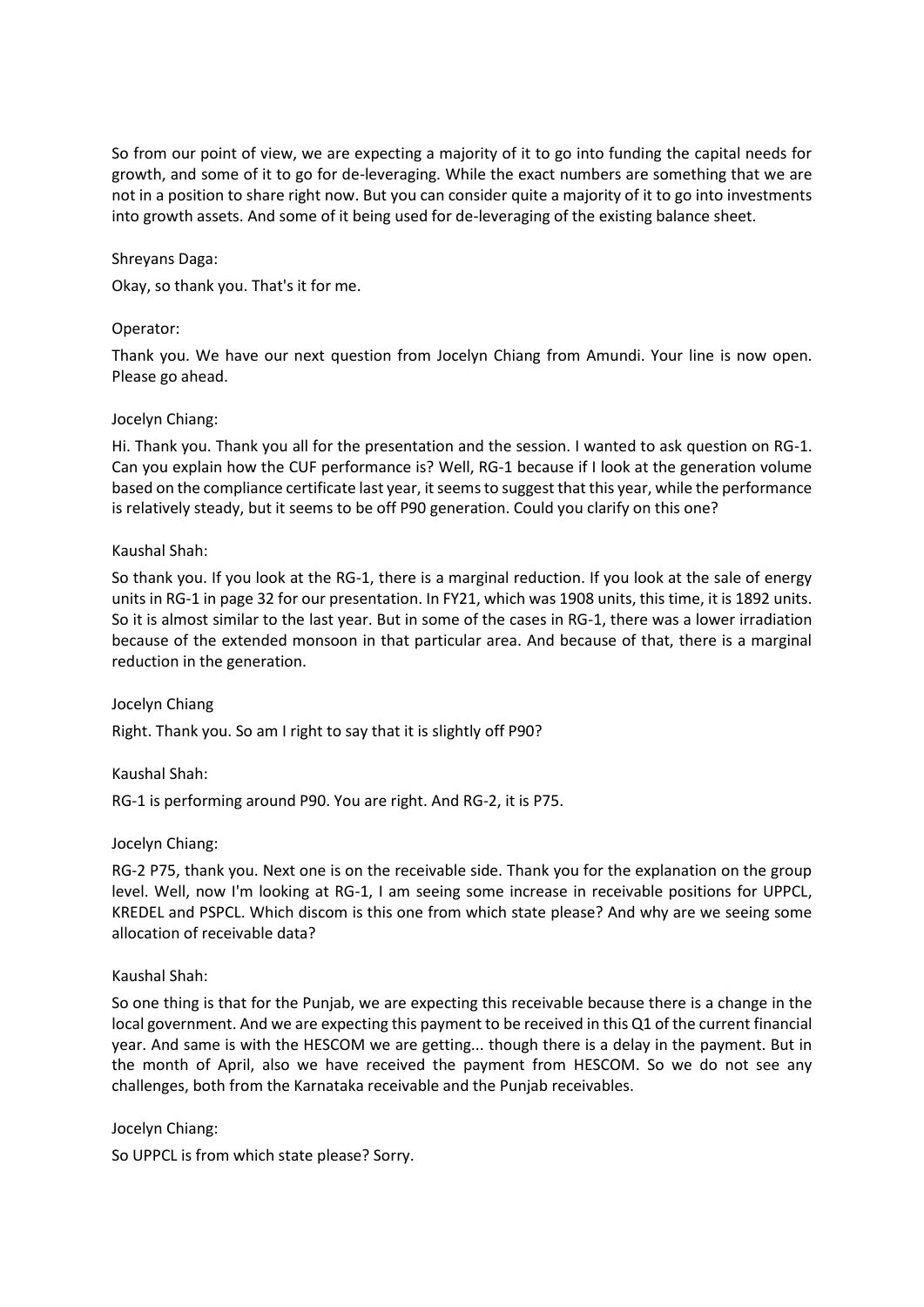So from our point of view, we are expecting a majority of it to go into funding the capital needs for growth, and some of it to go for de-leveraging. While the exact numbers are something that we are not in a position to share right now. But you can consider quite a majority of it to go into investments into growth assets. And some of it being used for de-leveraging of the existing balance sheet.

Shreyans Daga:

Okay, so thank you. That's it for me.

Operator:

Thank you. We have our next question from Jocelyn Chiang from Amundi. Your line is now open. Please go ahead.

Jocelyn Chiang:

Hi. Thank you. Thank you all for the presentation and the session. I wanted to ask question on RG-1. Can you explain how the CUF performance is? Well, RG-1 because if I look at the generation volume based on the compliance certificate last year, it seems to suggest that this year, while the performance is relatively steady, but it seems to be off P90 generation. Could you clarify on this one?

Kaushal Shah:

So thank you. If you look at the RG-1, there is a marginal reduction. If you look at the sale of energy units in RG-1 in page 32 for our presentation. In FY21, which was 1908 units, this time, it is 1892 units. So it is almost similar to the last year. But in some of the cases in RG-1, there was a lower irradiation because of the extended monsoon in that particular area. And because of that, there is a marginal reduction in the generation.

Jocelyn Chiang

Right. Thank you. So am I right to say that it is slightly off P90?

Kaushal Shah:

RG-1 is performing around P90. You are right. And RG-2, it is P75.

Jocelyn Chiang:

RG-2 P75, thank you. Next one is on the receivable side. Thank you for the explanation on the group level. Well, now I'm looking at RG-1, I am seeing some increase in receivable positions for UPPCL, KREDEL and PSPCL. Which discom is this one from which state please? And why are we seeing some allocation of receivable data?

Kaushal Shah:

So one thing is that for the Punjab, we are expecting this receivable because there is a change in the local government. And we are expecting this payment to be received in this Q1 of the current financial year. And same is with the HESCOM we are getting... though there is a delay in the payment. But in the month of April, also we have received the payment from HESCOM. So we do not see any challenges, both from the Karnataka receivable and the Punjab receivables.

Jocelyn Chiang:

So UPPCL is from which state please? Sorry.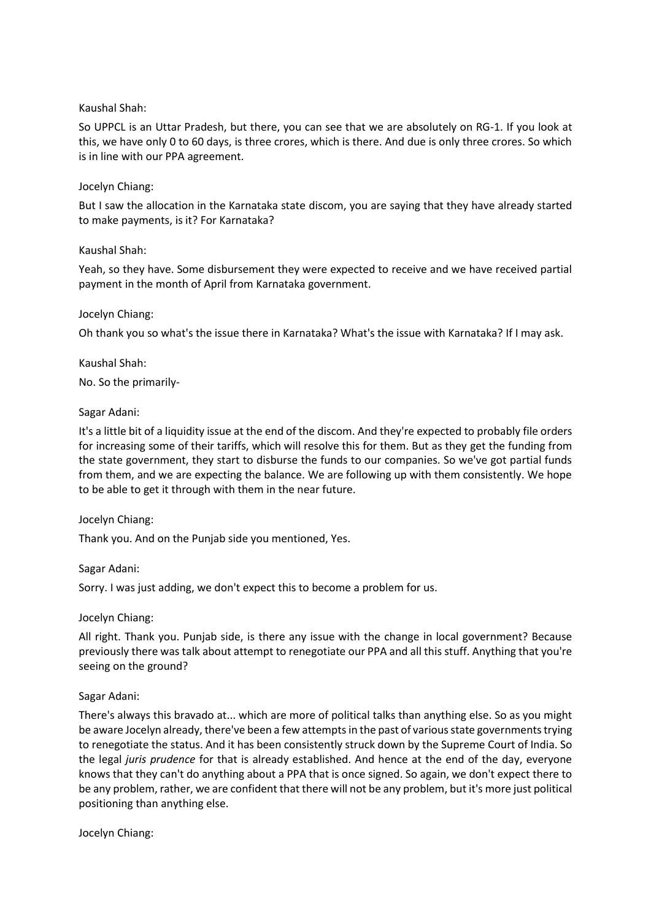Kaushal Shah:

So UPPCL is an Uttar Pradesh, but there, you can see that we are absolutely on RG-1. If you look at this, we have only 0 to 60 days, is three crores, which is there. And due is only three crores. So which is in line with our PPA agreement.

Jocelyn Chiang:

But I saw the allocation in the Karnataka state discom, you are saying that they have already started to make payments, is it? For Karnataka?

Kaushal Shah:

Yeah, so they have. Some disbursement they were expected to receive and we have received partial payment in the month of April from Karnataka government.

Jocelyn Chiang:

Oh thank you so what's the issue there in Karnataka? What's the issue with Karnataka? If I may ask.

Kaushal Shah:

No. So the primarily-

Sagar Adani:

It's a little bit of a liquidity issue at the end of the discom. And they're expected to probably file orders for increasing some of their tariffs, which will resolve this for them. But as they get the funding from the state government, they start to disburse the funds to our companies. So we've got partial funds from them, and we are expecting the balance. We are following up with them consistently. We hope to be able to get it through with them in the near future.

Jocelyn Chiang:

Thank you. And on the Punjab side you mentioned, Yes.

Sagar Adani:

Sorry. I was just adding, we don't expect this to become a problem for us.

Jocelyn Chiang:

All right. Thank you. Punjab side, is there any issue with the change in local government? Because previously there was talk about attempt to renegotiate our PPA and all this stuff. Anything that you're seeing on the ground?

Sagar Adani:

There's always this bravado at... which are more of political talks than anything else. So as you might be aware Jocelyn already, there've been a few attempts in the past of various state governments trying to renegotiate the status. And it has been consistently struck down by the Supreme Court of India. So the legal *juris prudence* for that is already established. And hence at the end of the day, everyone knows that they can't do anything about a PPA that is once signed. So again, we don't expect there to be any problem, rather, we are confident that there will not be any problem, but it's more just political positioning than anything else.

Jocelyn Chiang: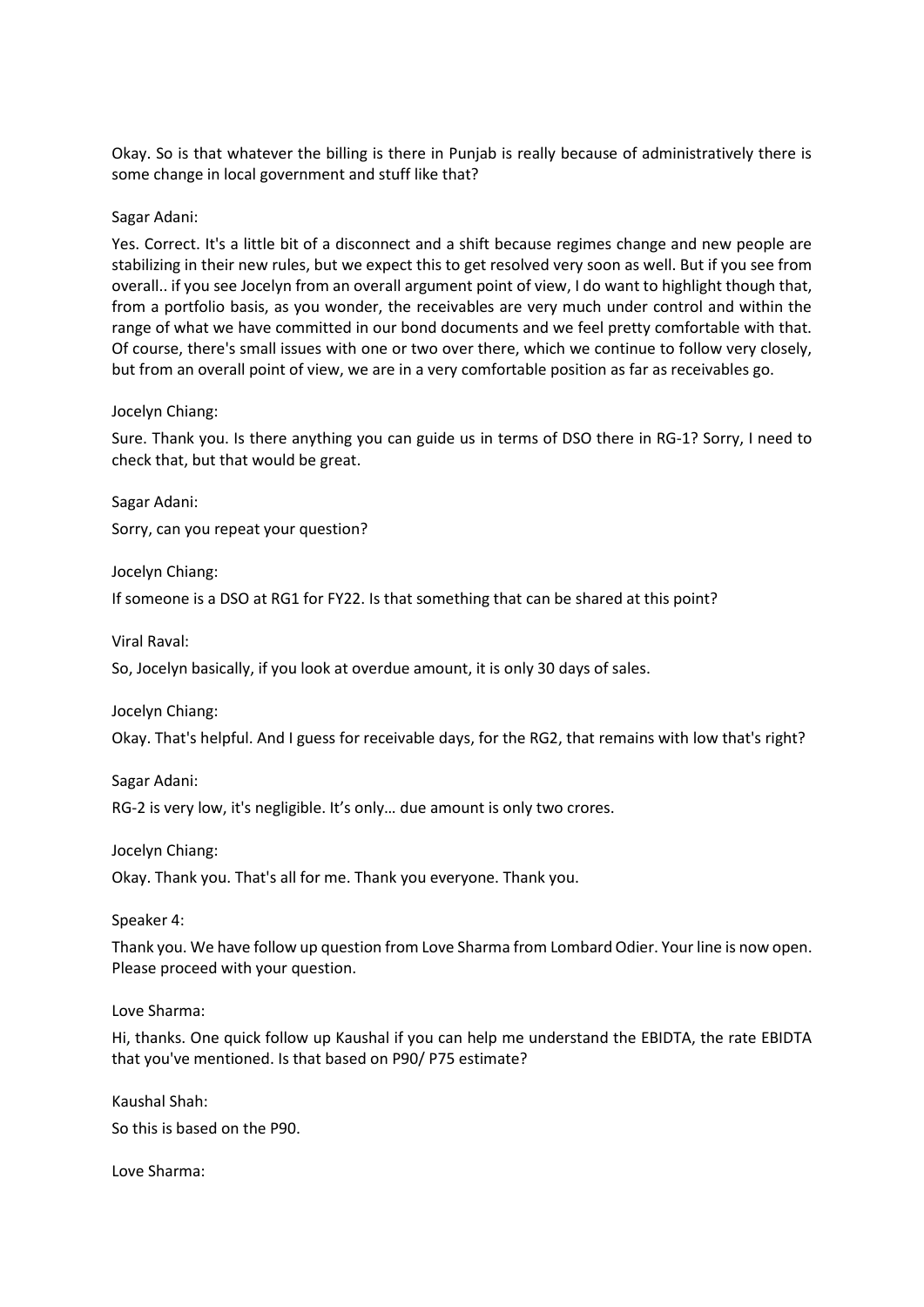Okay. So is that whatever the billing is there in Punjab is really because of administratively there is some change in local government and stuff like that?

Sagar Adani:

Yes. Correct. It's a little bit of a disconnect and a shift because regimes change and new people are stabilizing in their new rules, but we expect this to get resolved very soon as well. But if you see from overall.. if you see Jocelyn from an overall argument point of view, I do want to highlight though that, from a portfolio basis, as you wonder, the receivables are very much under control and within the range of what we have committed in our bond documents and we feel pretty comfortable with that. Of course, there's small issues with one or two over there, which we continue to follow very closely, but from an overall point of view, we are in a very comfortable position as far as receivables go.

Jocelyn Chiang:

Sure. Thank you. Is there anything you can guide us in terms of DSO there in RG-1? Sorry, I need to check that, but that would be great.

Sagar Adani:

Sorry, can you repeat your question?

Jocelyn Chiang:

If someone is a DSO at RG1 for FY22. Is that something that can be shared at this point?

Viral Raval:

So, Jocelyn basically, if you look at overdue amount, it is only 30 days of sales.

Jocelyn Chiang:

Okay. That's helpful. And I guess for receivable days, for the RG2, that remains with low that's right?

Sagar Adani:

RG-2 is very low, it's negligible. It's only… due amount is only two crores.

Jocelyn Chiang:

Okay. Thank you. That's all for me. Thank you everyone. Thank you.

Speaker 4:

Thank you. We have follow up question from Love Sharma from Lombard Odier. Your line is now open. Please proceed with your question.

Love Sharma:

Hi, thanks. One quick follow up Kaushal if you can help me understand the EBIDTA, the rate EBIDTA that you've mentioned. Is that based on P90/ P75 estimate?

Kaushal Shah:

So this is based on the P90.

Love Sharma: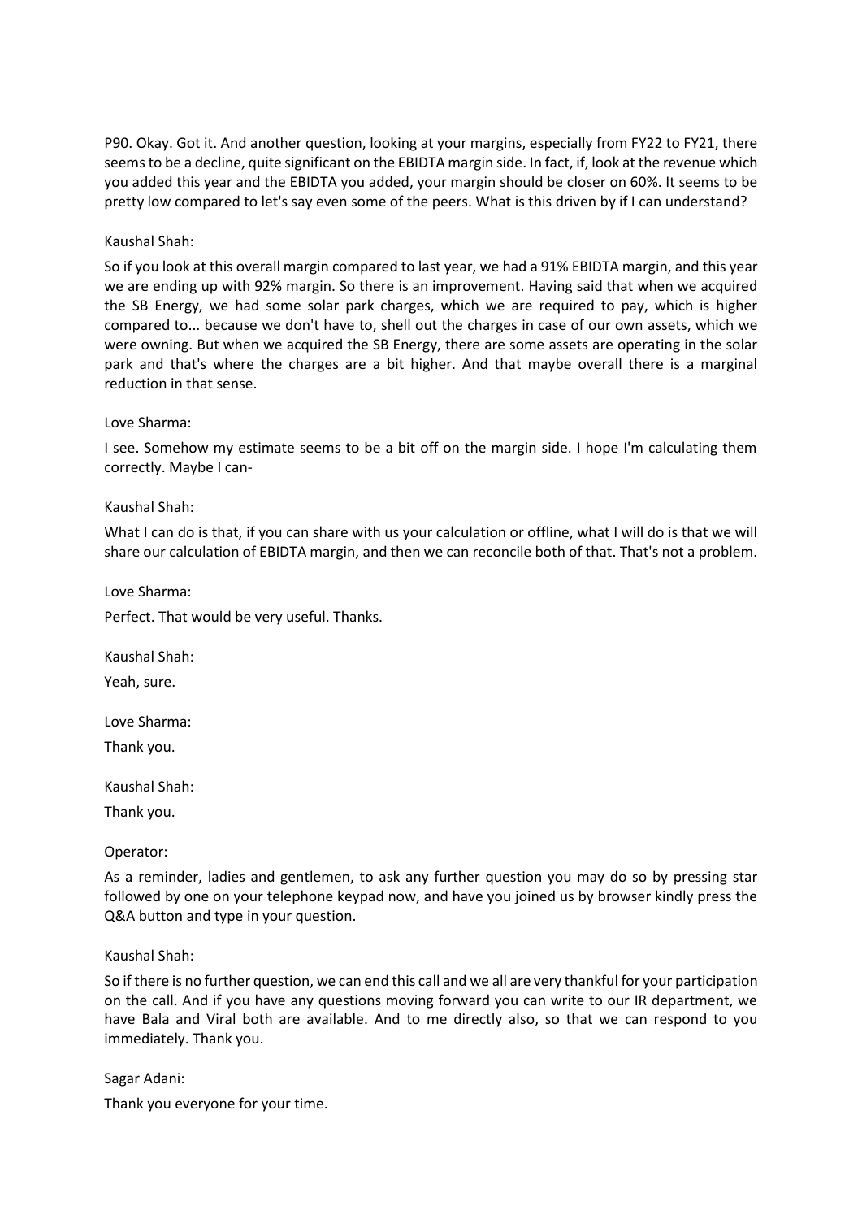P90. Okay. Got it. And another question, looking at your margins, especially from FY22 to FY21, there seems to be a decline, quite significant on the EBIDTA margin side. In fact, if, look at the revenue which you added this year and the EBIDTA you added, your margin should be closer on 60%. It seems to be pretty low compared to let's say even some of the peers. What is this driven by if I can understand?

Kaushal Shah:

So if you look at this overall margin compared to last year, we had a 91% EBIDTA margin, and this year we are ending up with 92% margin. So there is an improvement. Having said that when we acquired the SB Energy, we had some solar park charges, which we are required to pay, which is higher compared to... because we don't have to, shell out the charges in case of our own assets, which we were owning. But when we acquired the SB Energy, there are some assets are operating in the solar park and that's where the charges are a bit higher. And that maybe overall there is a marginal reduction in that sense.

Love Sharma:

I see. Somehow my estimate seems to be a bit off on the margin side. I hope I'm calculating them correctly. Maybe I can-

Kaushal Shah:

What I can do is that, if you can share with us your calculation or offline, what I will do is that we will share our calculation of EBIDTA margin, and then we can reconcile both of that. That's not a problem.

Love Sharma:

Perfect. That would be very useful. Thanks.

Kaushal Shah:

Yeah, sure.

Love Sharma:

Thank you.

Kaushal Shah:

Thank you.

Operator:

As a reminder, ladies and gentlemen, to ask any further question you may do so by pressing star followed by one on your telephone keypad now, and have you joined us by browser kindly press the Q&A button and type in your question.

Kaushal Shah:

So if there is no further question, we can end this call and we all are very thankful for your participation on the call. And if you have any questions moving forward you can write to our IR department, we have Bala and Viral both are available. And to me directly also, so that we can respond to you immediately. Thank you.

Sagar Adani:

Thank you everyone for your time.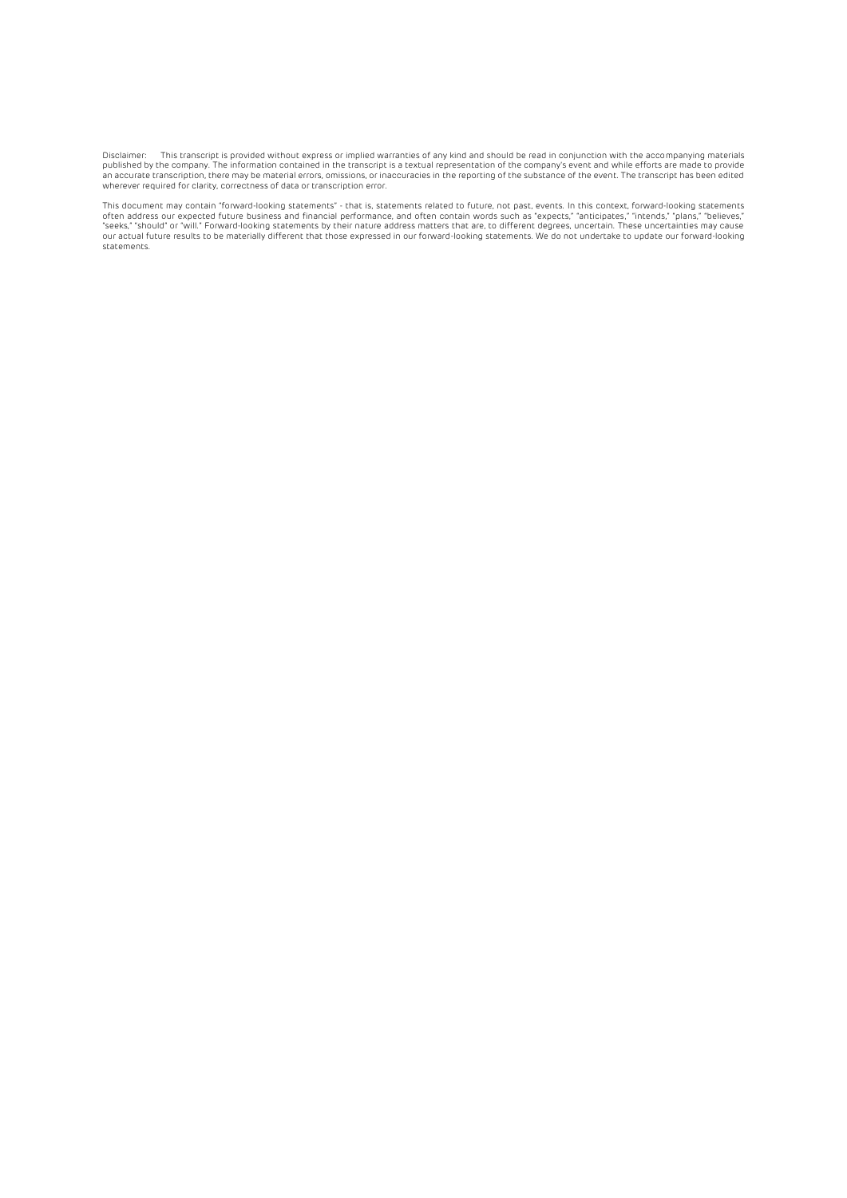Disclaimer: This transcript is provided without express or implied warranties of any kind and should be read in conjunction with the accompanying materials published by the company. The information contained in the transcript is a textual representation of the company's event and while efforts are made to provide an accurate transcription, there may be material errors, omissions, or inaccuracies in the reporting of the substance of the event. The transcript has been edited wherever required for clarity, correctness of data or transcription error.

This document may contain "forward-looking statements" - that is, statements related to future, not past, events. In this context, forward-looking statements often address our expected future business and financial performance, and often contain words such as "expects," "anticipates," "intends," "plans," "believes," "seeks," "should" or "will." Forward-looking statements by their nature address matters that are, to different degrees, uncertain. These uncertainties may cause our actual future results to be materially different that those expressed in our forward-looking statements. We do not undertake to update our forward-looking statements.